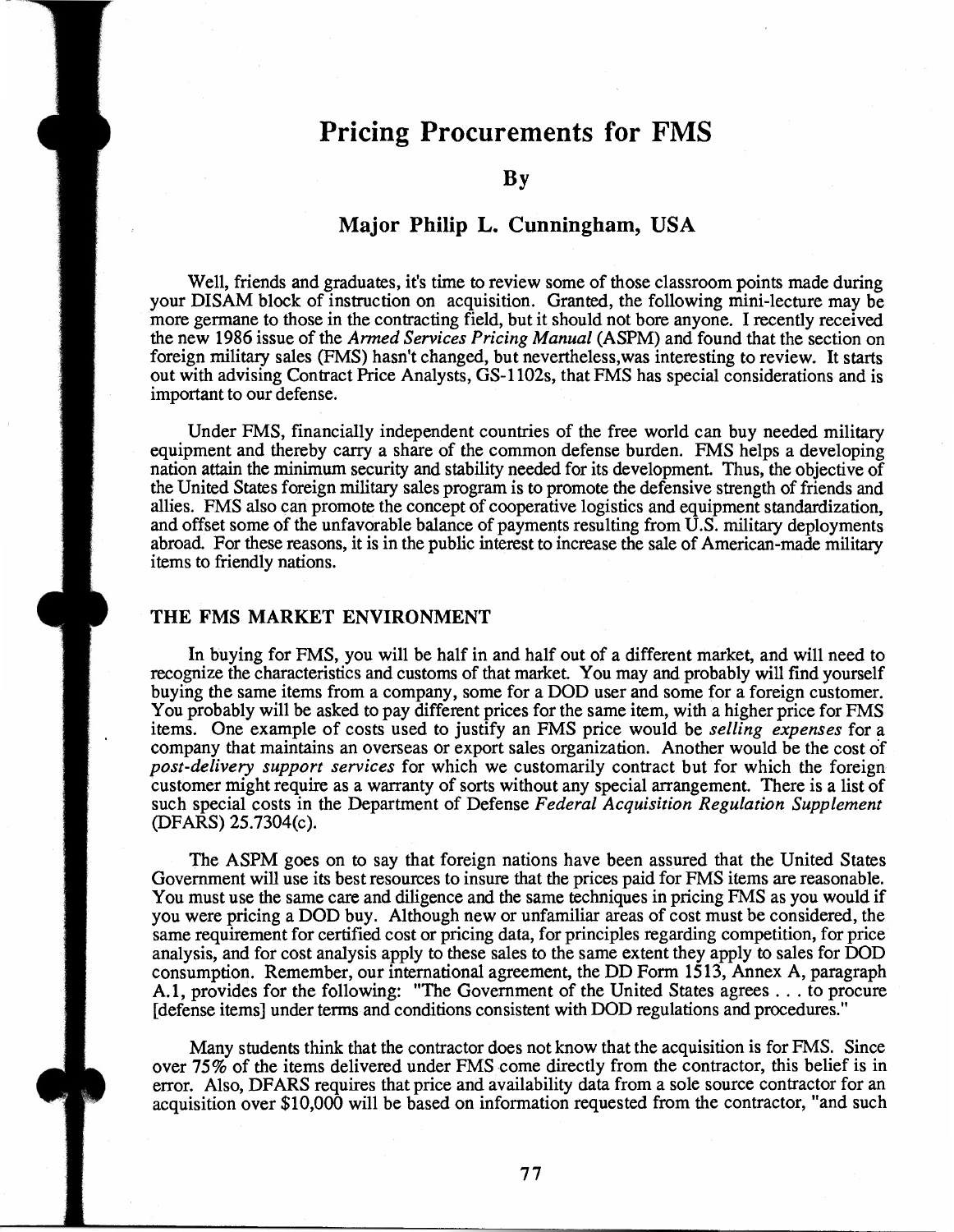# Pricing Procurements for FMS

By

### Major Philip L. Cunningham, USA

Well, friends and graduates, it's time to review some of those classroom points made during your DISAM block of instruction on acquisition. Granted, the following mini-lecture may be more germane to those in the contracting field, but it should not bore anyone. I recently received the new 1986 issue of the *Armed Services Pricing Manual* (ASPM) and found that the section on foreign military sales (FMS) hasn't changed, but nevertheless,was interesting to review. It starts out with advising Contract Price Analysts, GS-1102s, that FMS has special considerations and is important to our defense.

Under FMS, financially independent countries of the free world can buy needed military equipment and thereby carry a share of the common defense burden. FMS helps a developing nation attain the minimum security and stability needed for its development. Thus, the objective of the United States foreign military sales program is to promote the defensive strength of friends and allies. FMS also can promote the concept of cooperative logistics and equipment standardization, and offset some of the unfavorable balance of payments resulting from U.S. military deployments abroad. For these reasons, it is in the public interest to increase the sale of American-made military items to friendly nations.

## THE FMS MARKET ENVIRONMENT

In buying for FMS, you will be half in and half out of a different market, and will need to recognize the characteristics and customs of that market. You may and probably will find yourself buying the same items from a company, some for a DOD user and some for a foreign customer. You probably will be asked to pay different prices for the same item, with a higher price for FMS items. One example of costs used to justify an FMS price would be *selling expenses* for a company that maintains an overseas or export sales organization. Another would be the cost of *post-delivery support services* for which we customarily contract but for which the foreign customer might require as a warranty of sorts without any special arrangement. There is a list of such special costs in the Department of Defense *Federal Acquisition Regulation Supplement* (DFARS) 25.7304(c).

The ASPM goes on to say that foreign nations have been assured that the United States Government will use its best resources to insure that the prices paid for FMS items are reasonable. You must use the same care and diligence and the same techniques in pricing FMS as you would if you were pricing a DOD buy. Although new or unfamiliar areas of cost must be considered, the same requirement for certified cost or pricing data, for principles regarding competition, for price analysis, and for cost analysis apply to these sales to the same extent they apply to sales for DOD consumption. Remember, our international agreement, the DD Form 1513, Annex A, paragraph A.1, provides for the following: "The Government of the United States agrees . . . to procure [defense items] under terms and conditions consistent with DOD regulations and procedures."

Many students think that the contractor does not know that the acquisition is for FMS. Since over 75% of the items delivered under FMS come directly from the contractor, this belief is in error. Also, DFARS requires that price and availability data from a sole source contractor for an acquisition over $10,000 will be based on information requested from the contractor, "and such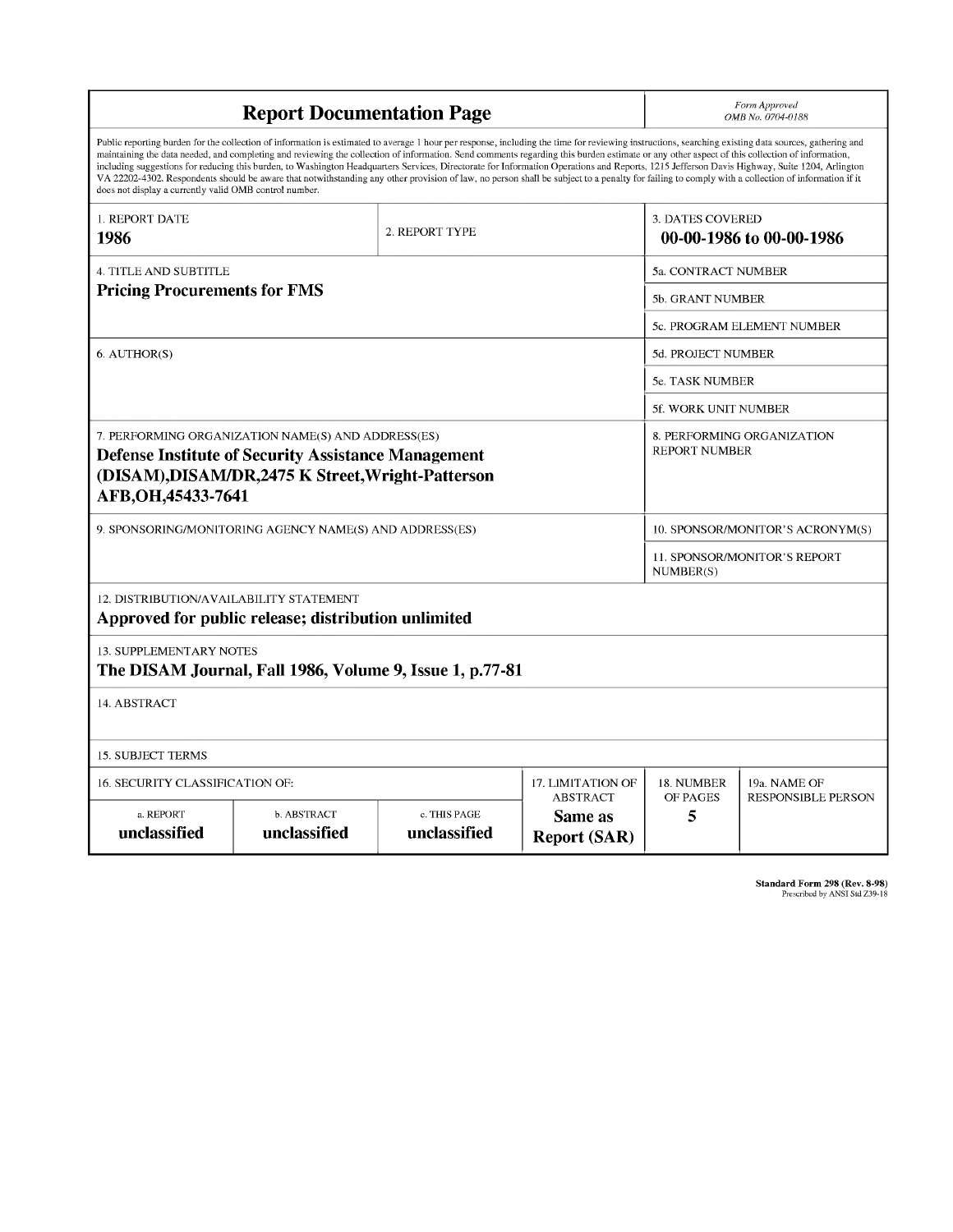# Report Documentation Page

*Form Approved*
*OMB No. 0704-0188*

Public reporting burden for the collection of information is estimated to average 1 hour per response, including the time for reviewing instructions, searching existing data sources, gathering and maintaining the data needed, and completing and reviewing the collection of information. Send comments regarding this burden estimate or any other aspect of this collection of information, including suggestions for reducing this burden, to Washington Headquarters Services, Directorate for Information Operations and Reports, 1215 Jefferson Davis Highway, Suite 1204, Arlington VA 22202-4302. Respondents should be aware that notwithstanding any other provision of law, no person shall be subject to a penalty for failing to comply with a collection of information if it does not display a currently valid OMB control number.

| | | |
|---|---|---|
| 1. REPORT DATE<br>**1986** | 2. REPORT TYPE | 3. DATES COVERED<br>**00-00-1986 to 00-00-1986** |

| | |
|---|---|
| 4. TITLE AND SUBTITLE<br>**Pricing Procurements for FMS** | 5a. CONTRACT NUMBER |
| | 5b. GRANT NUMBER |
| | 5c. PROGRAM ELEMENT NUMBER |
| 6. AUTHOR(S) | 5d. PROJECT NUMBER |
| | 5e. TASK NUMBER |
| | 5f. WORK UNIT NUMBER |
| 7. PERFORMING ORGANIZATION NAME(S) AND ADDRESS(ES)<br>**Defense Institute of Security Assistance Management (DISAM),DISAM/DR,2475 K Street,Wright-Patterson AFB,OH,45433-7641** | 8. PERFORMING ORGANIZATION REPORT NUMBER |
| 9. SPONSORING/MONITORING AGENCY NAME(S) AND ADDRESS(ES) | 10. SPONSOR/MONITOR'S ACRONYM(S) |
| | 11. SPONSOR/MONITOR'S REPORT NUMBER(S) |

12. DISTRIBUTION/AVAILABILITY STATEMENT
**Approved for public release; distribution unlimited**

13. SUPPLEMENTARY NOTES
**The DISAM Journal, Fall 1986, Volume 9, Issue 1, p.77-81**

14. ABSTRACT

15. SUBJECT TERMS

| 16. SECURITY CLASSIFICATION OF: | | | 17. LIMITATION OF ABSTRACT | 18. NUMBER OF PAGES | 19a. NAME OF RESPONSIBLE PERSON |
|---|---|---|---|---|---|
| a. REPORT<br>**unclassified** | b. ABSTRACT<br>**unclassified** | c. THIS PAGE<br>**unclassified** | **Same as Report (SAR)** | **5** | |

**Standard Form 298 (Rev. 8-98)**
Prescribed by ANSI Std Z39-18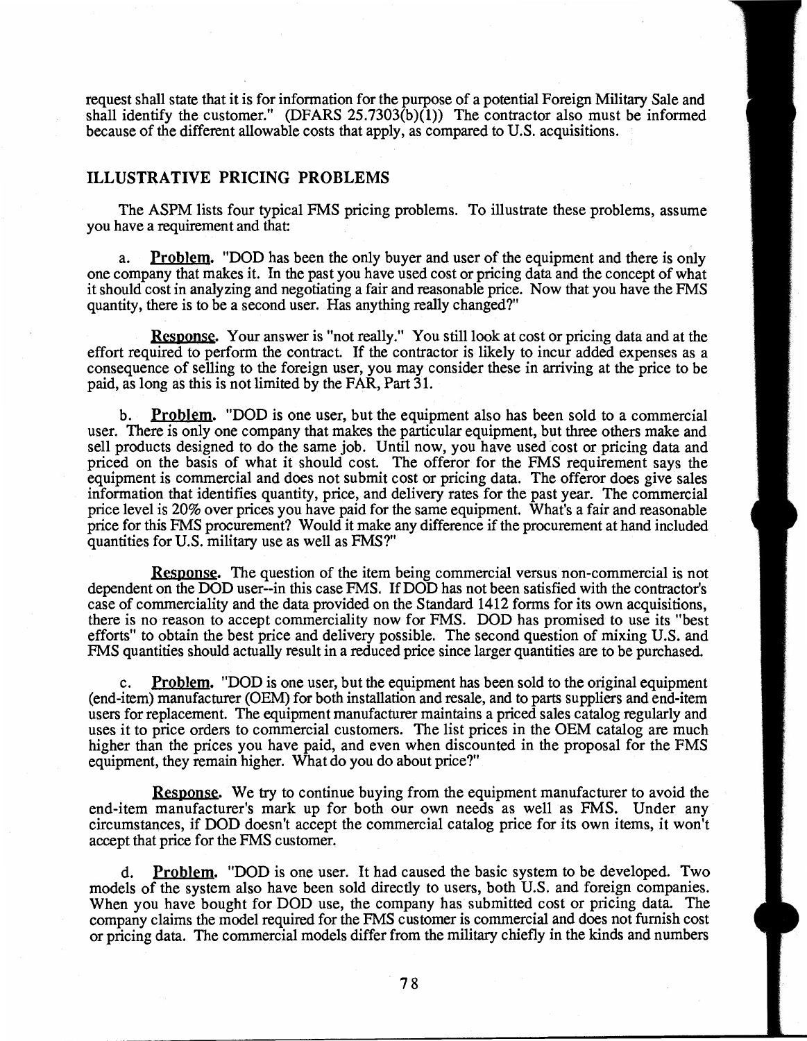request shall state that it is for information for the purpose of a potential Foreign Military Sale and shall identify the customer." (DFARS 25.7303(b)(1)) The contractor also must be informed because of the different allowable costs that apply, as compared to U.S. acquisitions.

## ILLUSTRATIVE PRICING PROBLEMS

The ASPM lists four typical FMS pricing problems. To illustrate these problems, assume you have a requirement and that:

a. **Problem.** "DOD has been the only buyer and user of the equipment and there is only one company that makes it. In the past you have used cost or pricing data and the concept of what it should cost in analyzing and negotiating a fair and reasonable price. Now that you have the FMS quantity, there is to be a second user. Has anything really changed?"

**Response.** Your answer is "not really." You still look at cost or pricing data and at the effort required to perform the contract. If the contractor is likely to incur added expenses as a consequence of selling to the foreign user, you may consider these in arriving at the price to be paid, as long as this is not limited by the FAR, Part 31.

b. **Problem.** "DOD is one user, but the equipment also has been sold to a commercial user. There is only one company that makes the particular equipment, but three others make and sell products designed to do the same job. Until now, you have used cost or pricing data and priced on the basis of what it should cost. The offeror for the FMS requirement says the equipment is commercial and does not submit cost or pricing data. The offeror does give sales information that identifies quantity, price, and delivery rates for the past year. The commercial price level is 20% over prices you have paid for the same equipment. What's a fair and reasonable price for this FMS procurement? Would it make any difference if the procurement at hand included quantities for U.S. military use as well as FMS?"

**Response.** The question of the item being commercial versus non-commercial is not dependent on the DOD user--in this case FMS. If DOD has not been satisfied with the contractor's case of commerciality and the data provided on the Standard 1412 forms for its own acquisitions, there is no reason to accept commerciality now for FMS. DOD has promised to use its "best efforts" to obtain the best price and delivery possible. The second question of mixing U.S. and FMS quantities should actually result in a reduced price since larger quantities are to be purchased.

c. **Problem.** "DOD is one user, but the equipment has been sold to the original equipment (end-item) manufacturer (OEM) for both installation and resale, and to parts suppliers and end-item users for replacement. The equipment manufacturer maintains a priced sales catalog regularly and uses it to price orders to commercial customers. The list prices in the OEM catalog are much higher than the prices you have paid, and even when discounted in the proposal for the FMS equipment, they remain higher. What do you do about price?"

**Response.** We try to continue buying from the equipment manufacturer to avoid the end-item manufacturer's mark up for both our own needs as well as FMS. Under any circumstances, if DOD doesn't accept the commercial catalog price for its own items, it won't accept that price for the FMS customer.

d. **Problem.** "DOD is one user. It had caused the basic system to be developed. Two models of the system also have been sold directly to users, both U.S. and foreign companies. When you have bought for DOD use, the company has submitted cost or pricing data. The company claims the model required for the FMS customer is commercial and does not furnish cost or pricing data. The commercial models differ from the military chiefly in the kinds and numbers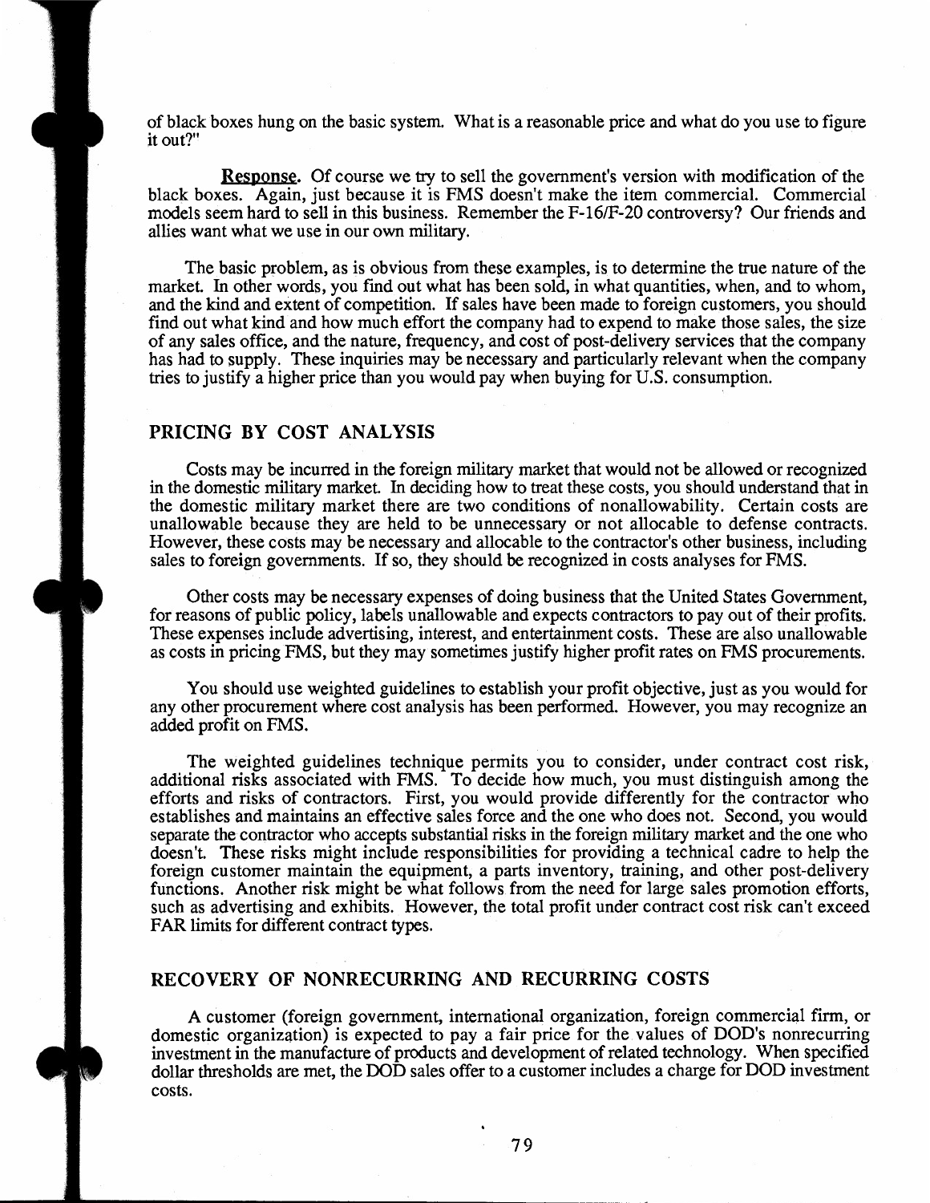of black boxes hung on the basic system. What is a reasonable price and what do you use to figure it out?"

**Response**. Of course we try to sell the government's version with modification of the black boxes. Again, just because it is FMS doesn't make the item commercial. Commercial models seem hard to sell in this business. Remember the F-16/F-20 controversy? Our friends and allies want what we use in our own military.

The basic problem, as is obvious from these examples, is to determine the true nature of the market. In other words, you find out what has been sold, in what quantities, when, and to whom, and the kind and extent of competition. If sales have been made to foreign customers, you should find out what kind and how much effort the company had to expend to make those sales, the size of any sales office, and the nature, frequency, and cost of post-delivery services that the company has had to supply. These inquiries may be necessary and particularly relevant when the company tries to justify a higher price than you would pay when buying for U.S. consumption.

## PRICING BY COST ANALYSIS

Costs may be incurred in the foreign military market that would not be allowed or recognized in the domestic military market. In deciding how to treat these costs, you should understand that in the domestic military market there are two conditions of nonallowability. Certain costs are unallowable because they are held to be unnecessary or not allocable to defense contracts. However, these costs may be necessary and allocable to the contractor's other business, including sales to foreign governments. If so, they should be recognized in costs analyses for FMS.

Other costs may be necessary expenses of doing business that the United States Government, for reasons of public policy, labels unallowable and expects contractors to pay out of their profits. These expenses include advertising, interest, and entertainment costs. These are also unallowable as costs in pricing FMS, but they may sometimes justify higher profit rates on FMS procurements.

You should use weighted guidelines to establish your profit objective, just as you would for any other procurement where cost analysis has been performed. However, you may recognize an added profit on FMS.

The weighted guidelines technique permits you to consider, under contract cost risk, additional risks associated with FMS. To decide how much, you must distinguish among the efforts and risks of contractors. First, you would provide differently for the contractor who establishes and maintains an effective sales force and the one who does not. Second, you would separate the contractor who accepts substantial risks in the foreign military market and the one who doesn't. These risks might include responsibilities for providing a technical cadre to help the foreign customer maintain the equipment, a parts inventory, training, and other post-delivery functions. Another risk might be what follows from the need for large sales promotion efforts, such as advertising and exhibits. However, the total profit under contract cost risk can't exceed FAR limits for different contract types.

## RECOVERY OF NONRECURRING AND RECURRING COSTS

A customer (foreign government, international organization, foreign commercial firm, or domestic organization) is expected to pay a fair price for the values of DOD's nonrecurring investment in the manufacture of products and development of related technology. When specified dollar thresholds are met, the DOD sales offer to a customer includes a charge for DOD investment costs.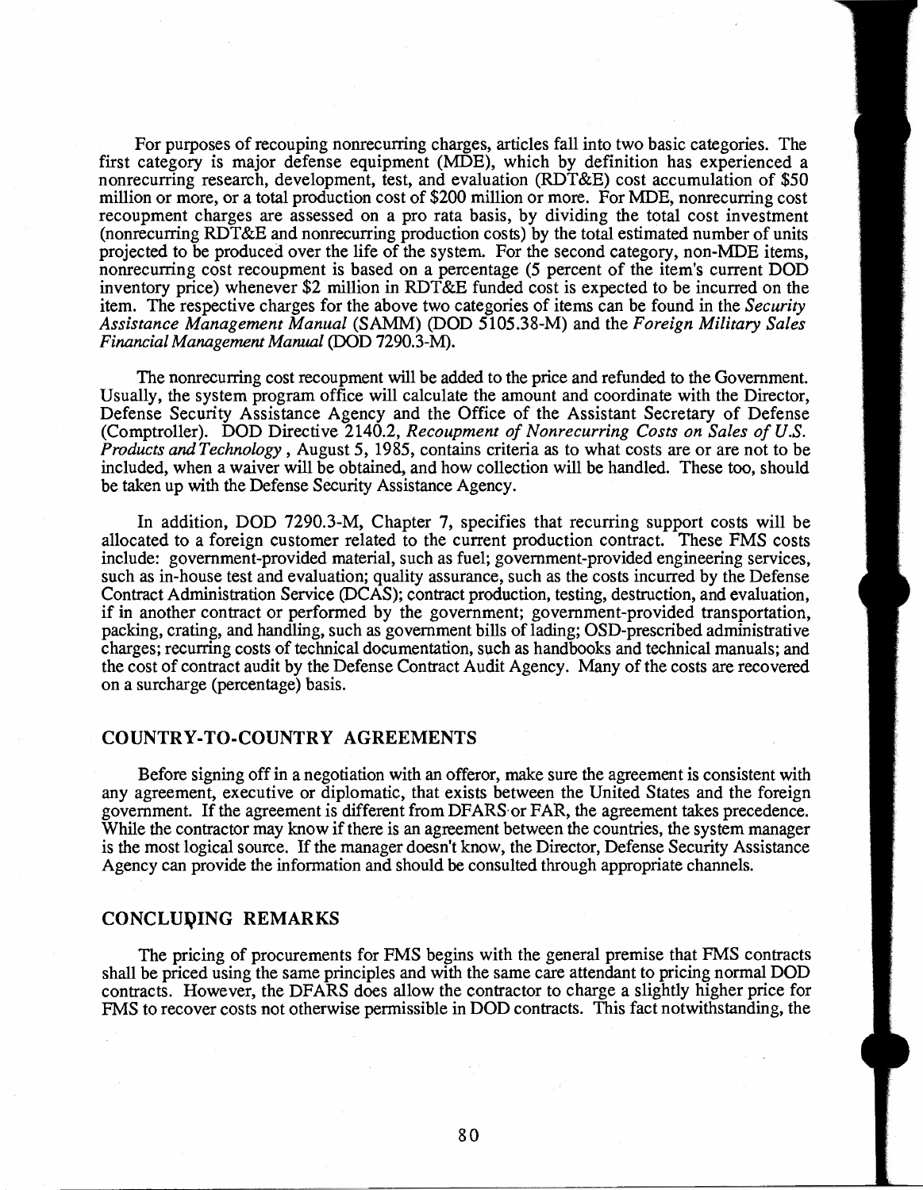For purposes of recouping nonrecurring charges, articles fall into two basic categories. The first category is major defense equipment (MDE), which by definition has experienced a nonrecurring research, development, test, and evaluation (RDT&E) cost accumulation of $50 million or more, or a total production cost of $200 million or more. For MDE, nonrecurring cost recoupment charges are assessed on a pro rata basis, by dividing the total cost investment (nonrecurring RDT&E and nonrecurring production costs) by the total estimated number of units projected to be produced over the life of the system. For the second category, non-MDE items, nonrecurring cost recoupment is based on a percentage (5 percent of the item's current DOD inventory price) whenever $2 million in RDT&E funded cost is expected to be incurred on the item. The respective charges for the above two categories of items can be found in the *Security Assistance Management Manual* (SAMM) (DOD 5105.38-M) and the *Foreign Military Sales Financial Management Manual* (DOD 7290.3-M).

The nonrecurring cost recoupment will be added to the price and refunded to the Government. Usually, the system program office will calculate the amount and coordinate with the Director, Defense Security Assistance Agency and the Office of the Assistant Secretary of Defense (Comptroller). DOD Directive 2140.2, *Recoupment of Nonrecurring Costs on Sales of U.S. Products and Technology*, August 5, 1985, contains criteria as to what costs are or are not to be included, when a waiver will be obtained, and how collection will be handled. These too, should be taken up with the Defense Security Assistance Agency.

In addition, DOD 7290.3-M, Chapter 7, specifies that recurring support costs will be allocated to a foreign customer related to the current production contract. These FMS costs include: government-provided material, such as fuel; government-provided engineering services, such as in-house test and evaluation; quality assurance, such as the costs incurred by the Defense Contract Administration Service (DCAS); contract production, testing, destruction, and evaluation, if in another contract or performed by the government; government-provided transportation, packing, crating, and handling, such as government bills of lading; OSD-prescribed administrative charges; recurring costs of technical documentation, such as handbooks and technical manuals; and the cost of contract audit by the Defense Contract Audit Agency. Many of the costs are recovered on a surcharge (percentage) basis.

## COUNTRY-TO-COUNTRY AGREEMENTS

Before signing off in a negotiation with an offeror, make sure the agreement is consistent with any agreement, executive or diplomatic, that exists between the United States and the foreign government. If the agreement is different from DFARS or FAR, the agreement takes precedence. While the contractor may know if there is an agreement between the countries, the system manager is the most logical source. If the manager doesn't know, the Director, Defense Security Assistance Agency can provide the information and should be consulted through appropriate channels.

## CONCLUDING REMARKS

The pricing of procurements for FMS begins with the general premise that FMS contracts shall be priced using the same principles and with the same care attendant to pricing normal DOD contracts. However, the DFARS does allow the contractor to charge a slightly higher price for FMS to recover costs not otherwise permissible in DOD contracts. This fact notwithstanding, the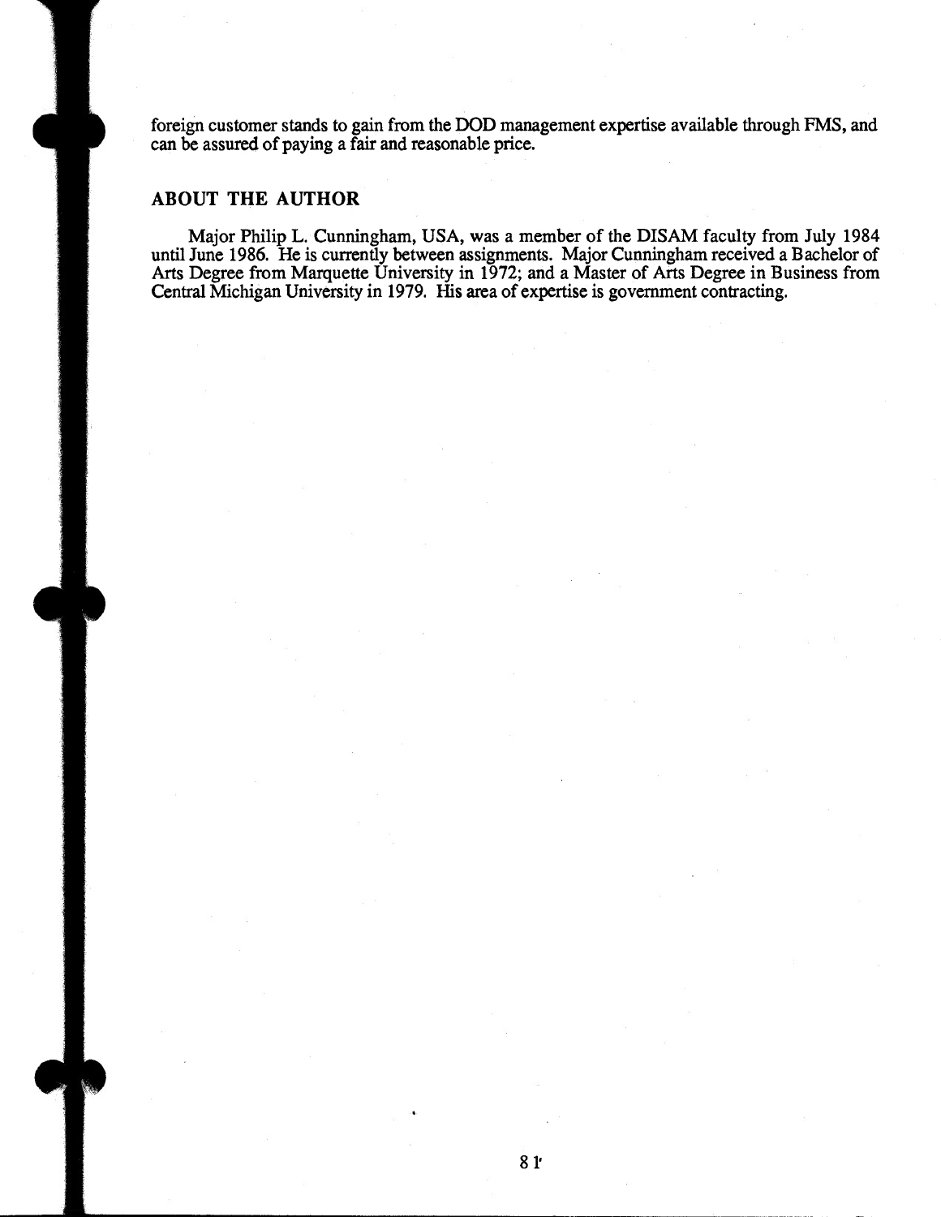foreign customer stands to gain from the DOD management expertise available through FMS, and can be assured of paying a fair and reasonable price.

## ABOUT THE AUTHOR

Major Philip L. Cunningham, USA, was a member of the DISAM faculty from July 1984 until June 1986. He is currently between assignments. Major Cunningham received a Bachelor of Arts Degree from Marquette University in 1972; and a Master of Arts Degree in Business from Central Michigan University in 1979. His area of expertise is government contracting.